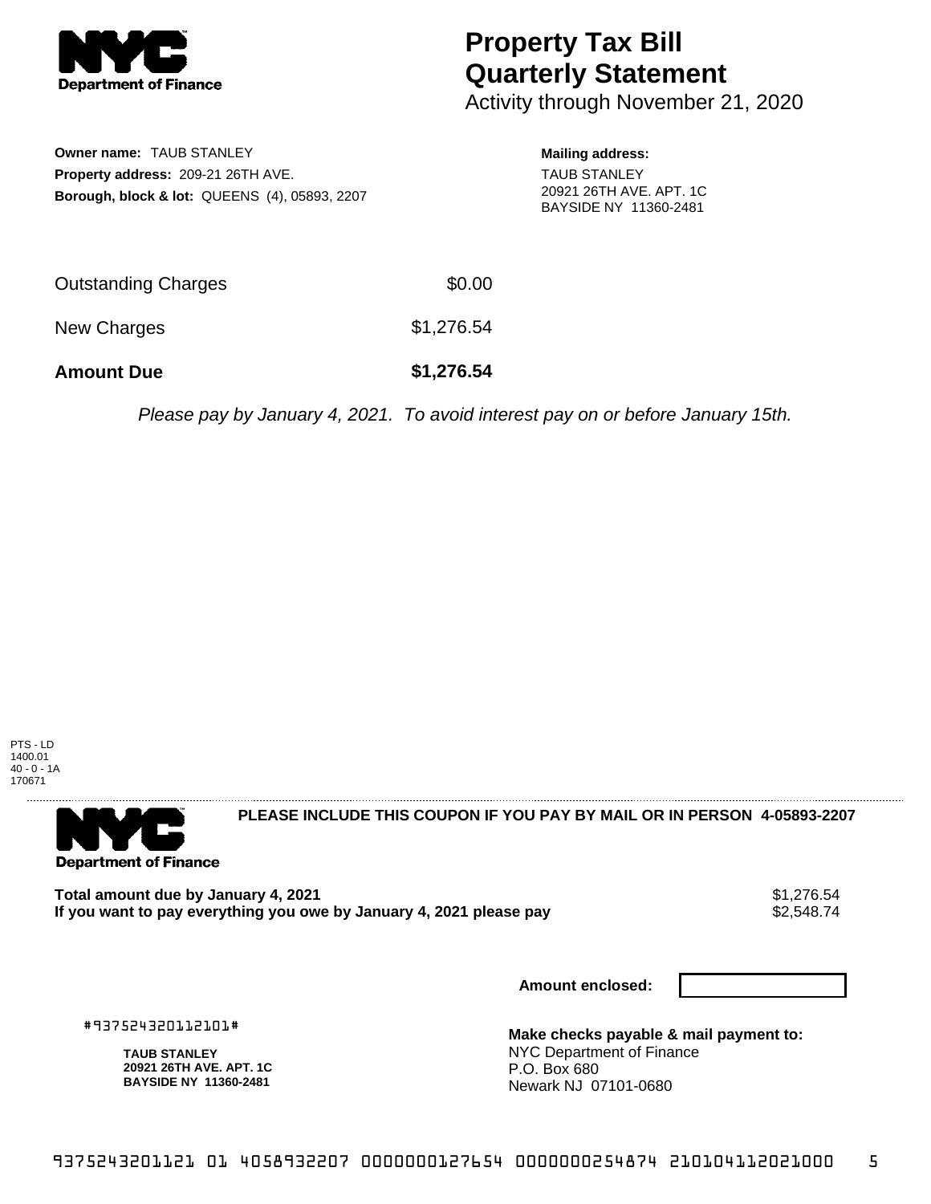# Property Tax Bill Quarterly Statement

Activity through November 21, 2020

**Owner name:** TAUB STANLEY
**Property address:** 209-21 26TH AVE.
**Borough, block & lot:** QUEENS (4), 05893, 2207

**Mailing address:**
TAUB STANLEY
20921 26TH AVE. APT. 1C
BAYSIDE NY 11360-2481

| | |
|---|---|
| Outstanding Charges | $0.00 |
| New Charges | $1,276.54 |
| **Amount Due** | **$1,276.54** |

*Please pay by January 4, 2021. To avoid interest pay on or before January 15th.*

PTS - LD
1400.01
40 - 0 - 1A
170671

**PLEASE INCLUDE THIS COUPON IF YOU PAY BY MAIL OR IN PERSON 4-05893-2207**

**Total amount due by January 4, 2021** $1,276.54
**If you want to pay everything you owe by January 4, 2021 please pay** $2,548.74

**Amount enclosed:**

#937524320112101#

**TAUB STANLEY**
**20921 26TH AVE. APT. 1C**
**BAYSIDE NY 11360-2481**

**Make checks payable & mail payment to:**
NYC Department of Finance
P.O. Box 680
Newark NJ 07101-0680

9375243201121 01 4058932207 0000000127654 0000000254874 210104112021000 5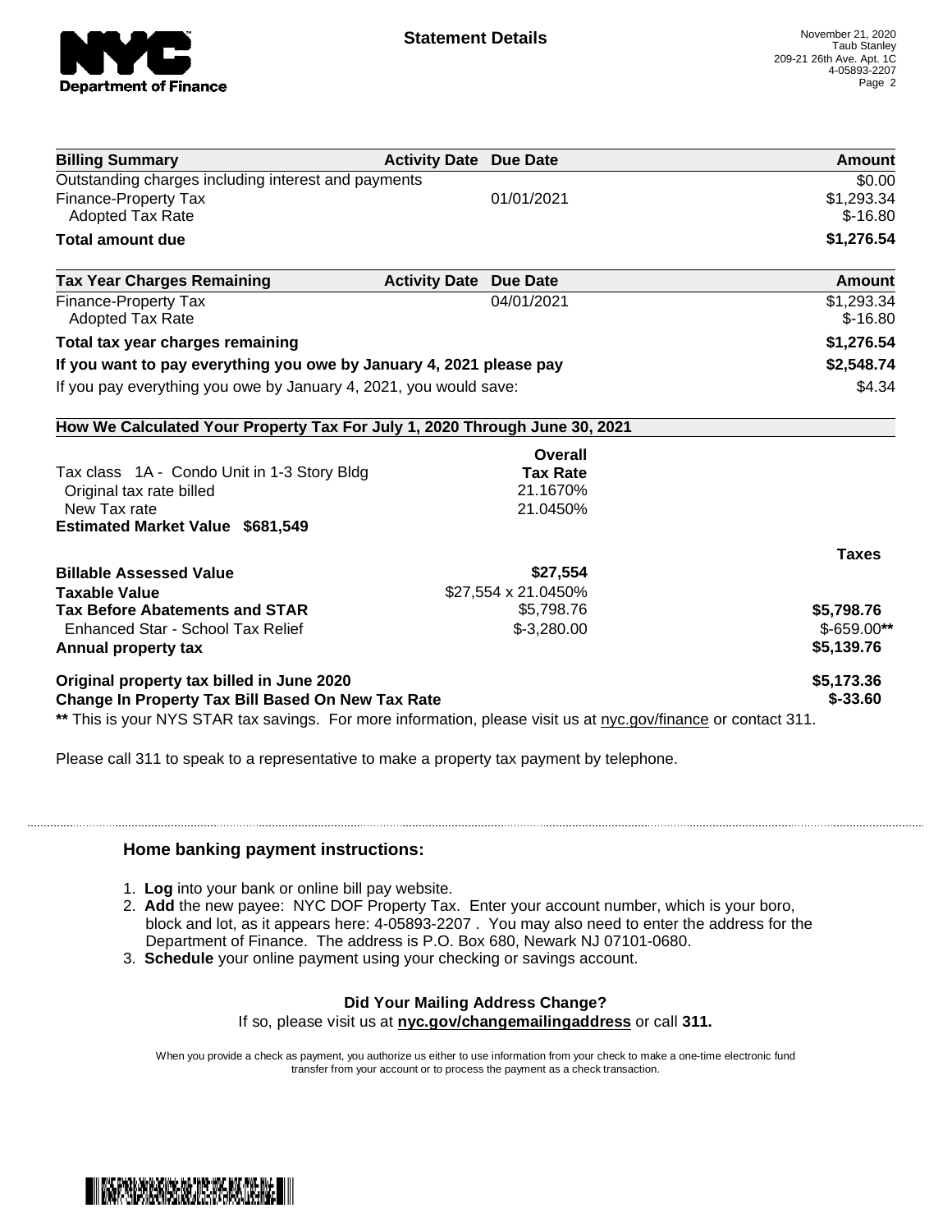# Statement Details

November 21, 2020
Taub Stanley
209-21 26th Ave. Apt. 1C
4-05893-2207

| Billing Summary | Activity Date | Due Date | Amount |
| --- | --- | --- | --- |
| Outstanding charges including interest and payments | | | $0.00 |
| Finance-Property Tax | | 01/01/2021 | $1,293.34 |
| Adopted Tax Rate | | | $-16.80 |
| **Total amount due** | | | **$1,276.54** |

| Tax Year Charges Remaining | Activity Date | Due Date | Amount |
| --- | --- | --- | --- |
| Finance-Property Tax | | 04/01/2021 | $1,293.34 |
| Adopted Tax Rate | | | $-16.80 |
| **Total tax year charges remaining** | | | **$1,276.54** |
| **If you want to pay everything you owe by January 4, 2021 please pay** | | | **$2,548.74** |
| If you pay everything you owe by January 4, 2021, you would save: | | | $4.34 |

**How We Calculated Your Property Tax For July 1, 2020 Through June 30, 2021**

| | Overall Tax Rate | Taxes |
| --- | --- | --- |
| Tax class 1A - Condo Unit in 1-3 Story Bldg | | |
| Original tax rate billed | 21.1670% | |
| New Tax rate | 21.0450% | |
| **Estimated Market Value $681,549** | | |
| **Billable Assessed Value** | **$27,554** | |
| **Taxable Value** | $27,554 x 21.0450% | |
| **Tax Before Abatements and STAR** | $5,798.76 | **$5,798.76** |
| Enhanced Star - School Tax Relief | $-3,280.00 | $-659.00** |
| **Annual property tax** | | **$5,139.76** |
| **Original property tax billed in June 2020** | | **$5,173.36** |
| **Change In Property Tax Bill Based On New Tax Rate** | | **$-33.60** |

** This is your NYS STAR tax savings. For more information, please visit us at nyc.gov/finance or contact 311.

Please call 311 to speak to a representative to make a property tax payment by telephone.

## Home banking payment instructions:

1. **Log** into your bank or online bill pay website.
2. **Add** the new payee: NYC DOF Property Tax. Enter your account number, which is your boro, block and lot, as it appears here: 4-05893-2207 . You may also need to enter the address for the Department of Finance. The address is P.O. Box 680, Newark NJ 07101-0680.
3. **Schedule** your online payment using your checking or savings account.

**Did Your Mailing Address Change?**

If so, please visit us at **nyc.gov/changemailingaddress** or call **311.**

When you provide a check as payment, you authorize us either to use information from your check to make a one-time electronic fund transfer from your account or to process the payment as a check transaction.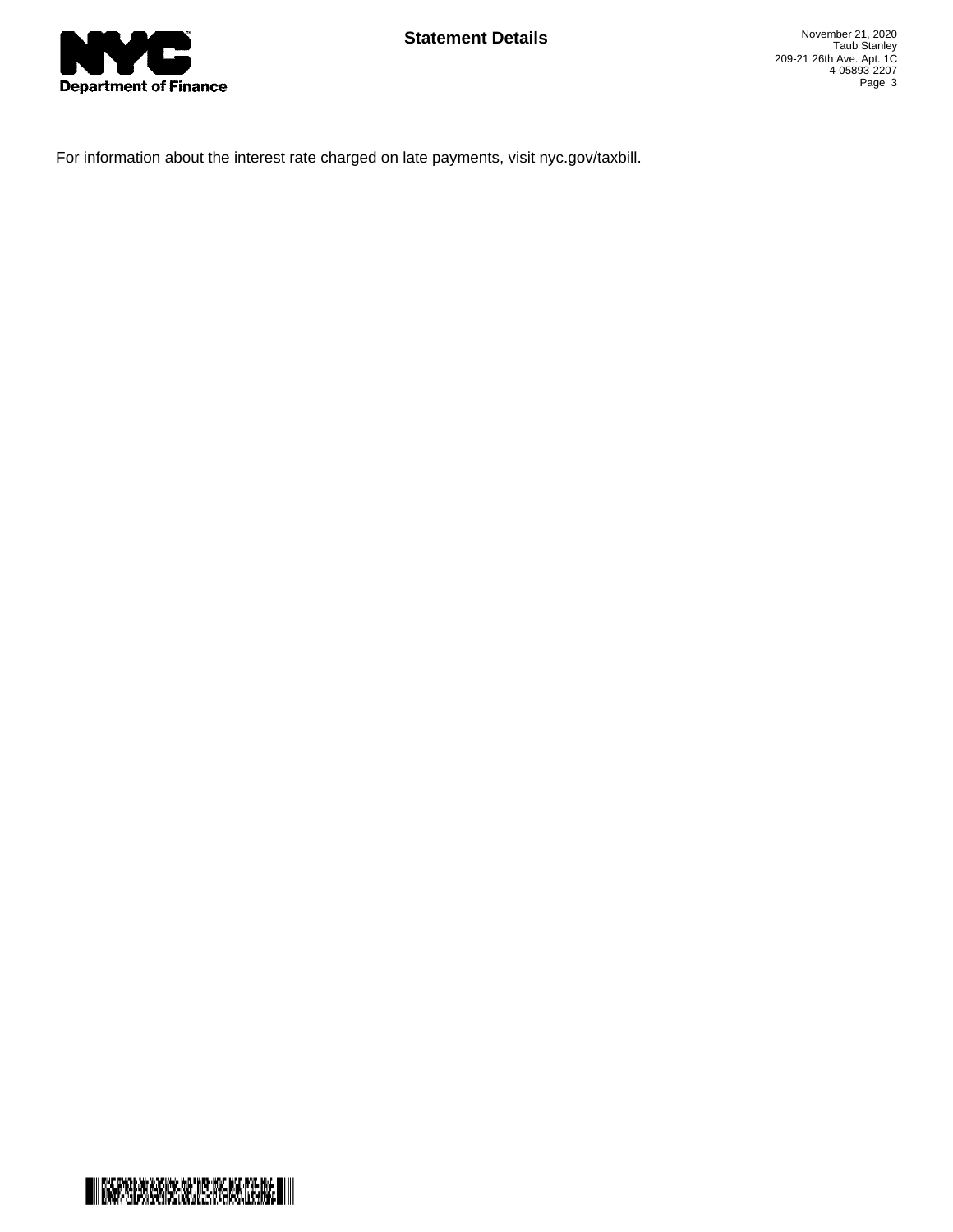For information about the interest rate charged on late payments, visit nyc.gov/taxbill.